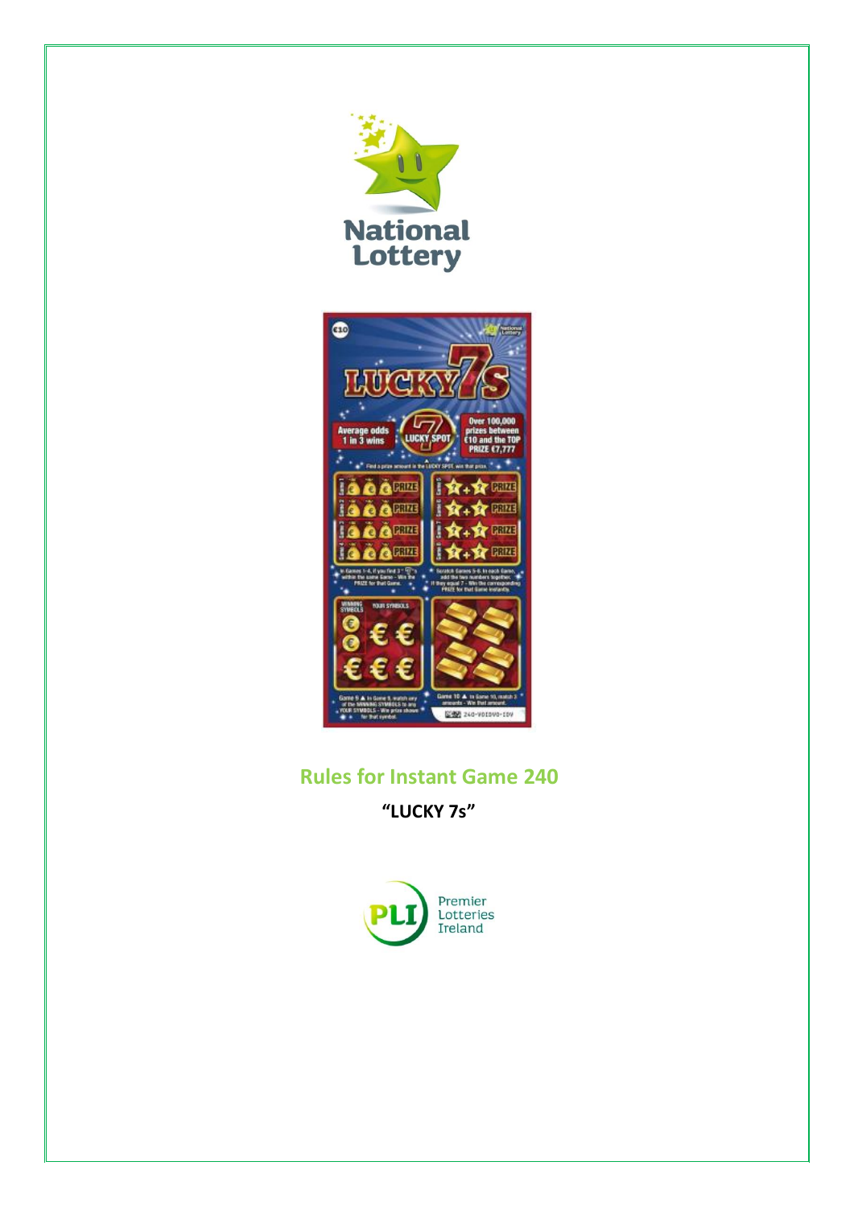# Rules for Instant Game 240

**"LUCKY 7s"**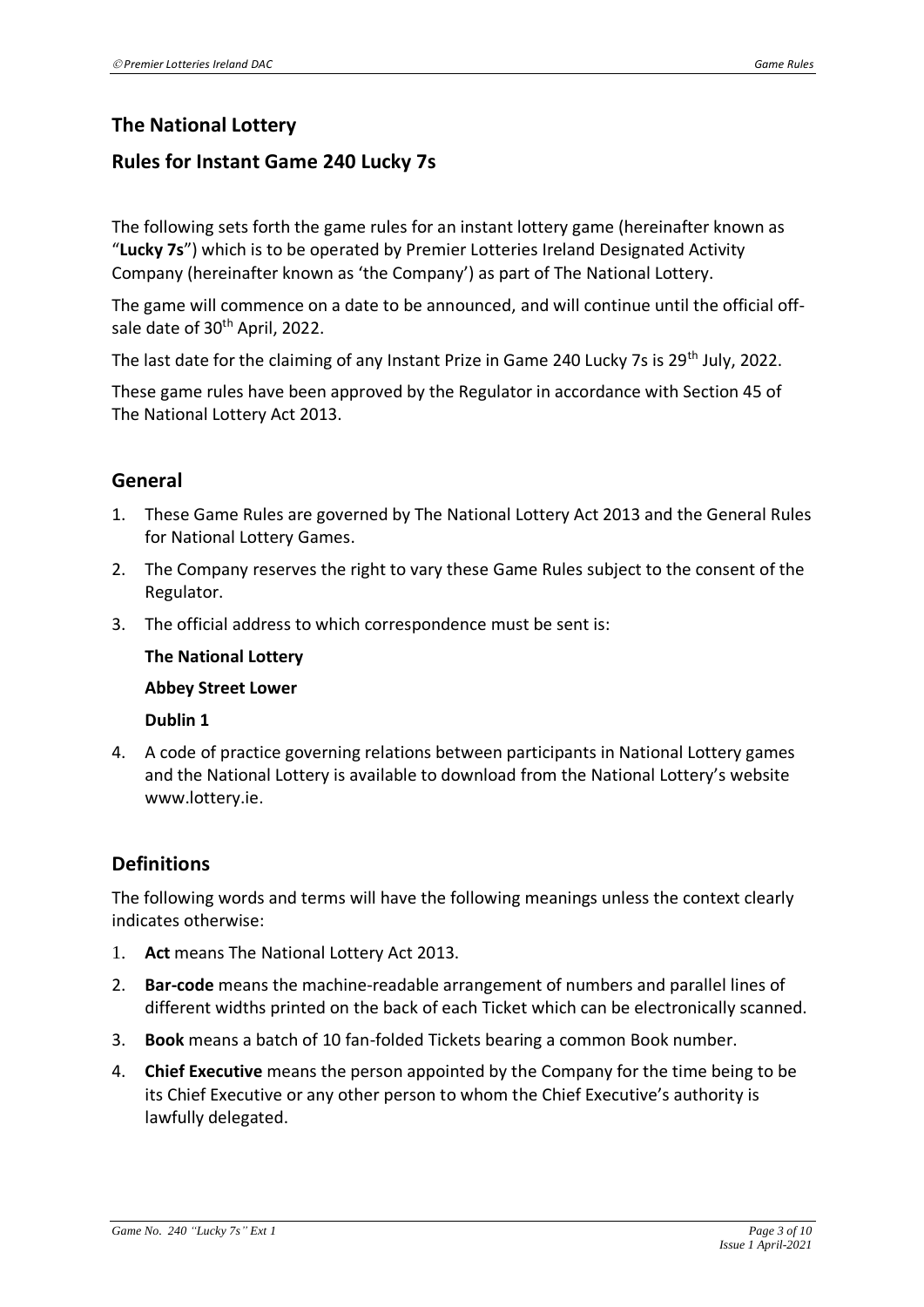## The National Lottery

## Rules for Instant Game 240 Lucky 7s

The following sets forth the game rules for an instant lottery game (hereinafter known as "**Lucky 7s**") which is to be operated by Premier Lotteries Ireland Designated Activity Company (hereinafter known as 'the Company') as part of The National Lottery.

The game will commence on a date to be announced, and will continue until the official off-sale date of 30th April, 2022.

The last date for the claiming of any Instant Prize in Game 240 Lucky 7s is 29th July, 2022.

These game rules have been approved by the Regulator in accordance with Section 45 of The National Lottery Act 2013.

## General

1. These Game Rules are governed by The National Lottery Act 2013 and the General Rules for National Lottery Games.
2. The Company reserves the right to vary these Game Rules subject to the consent of the Regulator.
3. The official address to which correspondence must be sent is:

   **The National Lottery**

   **Abbey Street Lower**

   **Dublin 1**

4. A code of practice governing relations between participants in National Lottery games and the National Lottery is available to download from the National Lottery's website www.lottery.ie.

## Definitions

The following words and terms will have the following meanings unless the context clearly indicates otherwise:

1. **Act** means The National Lottery Act 2013.
2. **Bar-code** means the machine-readable arrangement of numbers and parallel lines of different widths printed on the back of each Ticket which can be electronically scanned.
3. **Book** means a batch of 10 fan-folded Tickets bearing a common Book number.
4. **Chief Executive** means the person appointed by the Company for the time being to be its Chief Executive or any other person to whom the Chief Executive's authority is lawfully delegated.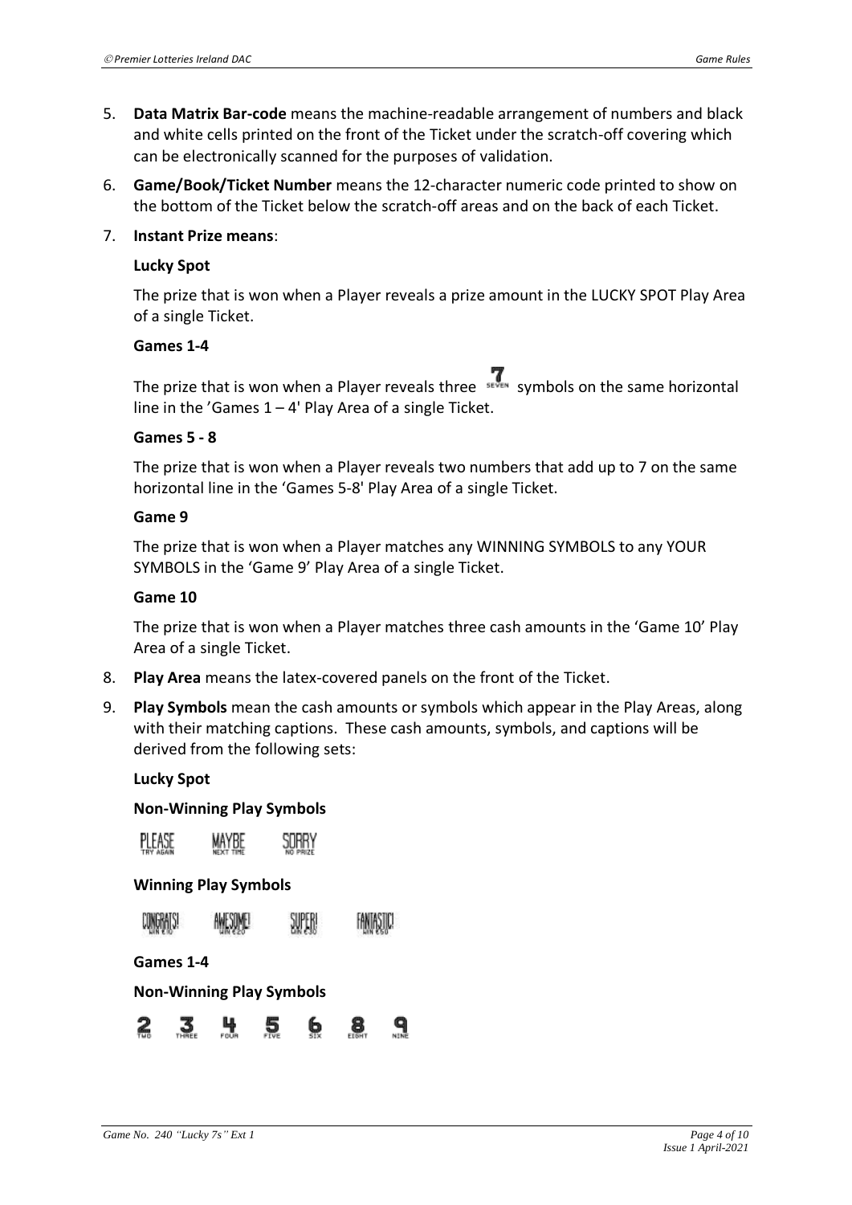5. **Data Matrix Bar-code** means the machine-readable arrangement of numbers and black and white cells printed on the front of the Ticket under the scratch-off covering which can be electronically scanned for the purposes of validation.

6. **Game/Book/Ticket Number** means the 12-character numeric code printed to show on the bottom of the Ticket below the scratch-off areas and on the back of each Ticket.

7. **Instant Prize means**:

   **Lucky Spot**

   The prize that is won when a Player reveals a prize amount in the LUCKY SPOT Play Area of a single Ticket.

   **Games 1-4**

   The prize that is won when a Player reveals three 7 (SEVEN) symbols on the same horizontal line in the 'Games 1 – 4' Play Area of a single Ticket.

   **Games 5 - 8**

   The prize that is won when a Player reveals two numbers that add up to 7 on the same horizontal line in the 'Games 5-8' Play Area of a single Ticket.

   **Game 9**

   The prize that is won when a Player matches any WINNING SYMBOLS to any YOUR SYMBOLS in the 'Game 9' Play Area of a single Ticket.

   **Game 10**

   The prize that is won when a Player matches three cash amounts in the 'Game 10' Play Area of a single Ticket.

8. **Play Area** means the latex-covered panels on the front of the Ticket.

9. **Play Symbols** mean the cash amounts or symbols which appear in the Play Areas, along with their matching captions. These cash amounts, symbols, and captions will be derived from the following sets:

   **Lucky Spot**

   **Non-Winning Play Symbols**

   PLEASE (TRY AGAIN) MAYBE (NEXT TIME) SORRY (NO PRIZE)

   **Winning Play Symbols**

   CONGRATS! (WIN €10) AWESOME! (WIN €20) SUPER! (WIN €30) FANTASTIC! (WIN €50)

   **Games 1-4**

   **Non-Winning Play Symbols**

   2 (TWO) 3 (THREE) 4 (FOUR) 5 (FIVE) 6 (SIX) 8 (EIGHT) 9 (NINE)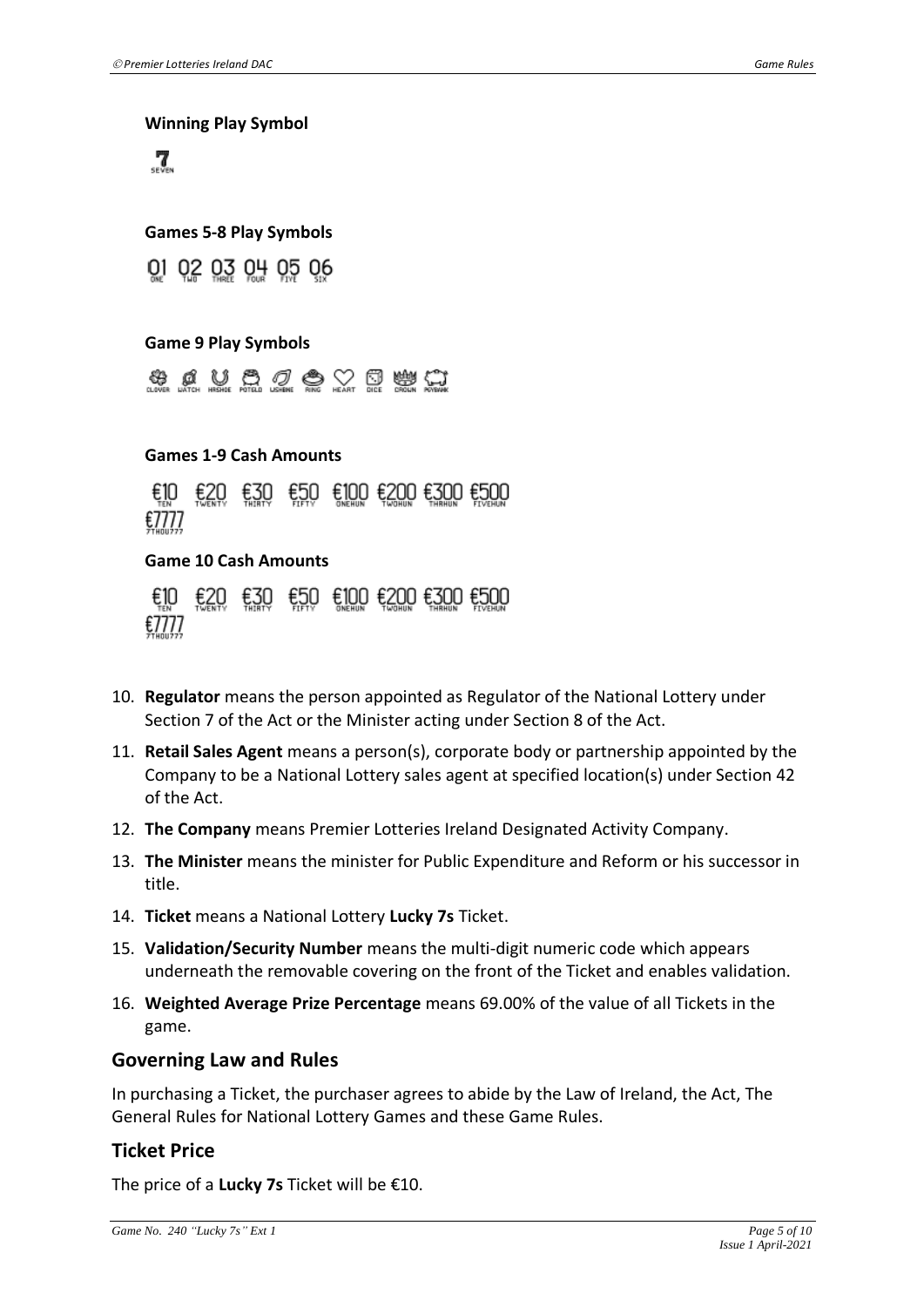**Winning Play Symbol**

7
SEVEN

**Games 5-8 Play Symbols**

01 02 03 04 05 06
ONE TWO THREE FOUR FIVE SIX

**Game 9 Play Symbols**

CLOVER WATCH HRSHOE POTGLD WSHBNE RING HEART DICE CROWN PGYBANK

**Games 1-9 Cash Amounts**

€10 €20 €30 €50 €100 €200 €300 €500
TEN TWENTY THIRTY FIFTY ONEHUN TWOHUN THRHUN FIVEHUN
€7777
7THOU777

**Game 10 Cash Amounts**

€10 €20 €30 €50 €100 €200 €300 €500
TEN TWENTY THIRTY FIFTY ONEHUN TWOHUN THRHUN FIVEHUN
€7777
7THOU777

10. **Regulator** means the person appointed as Regulator of the National Lottery under Section 7 of the Act or the Minister acting under Section 8 of the Act.
11. **Retail Sales Agent** means a person(s), corporate body or partnership appointed by the Company to be a National Lottery sales agent at specified location(s) under Section 42 of the Act.
12. **The Company** means Premier Lotteries Ireland Designated Activity Company.
13. **The Minister** means the minister for Public Expenditure and Reform or his successor in title.
14. **Ticket** means a National Lottery **Lucky 7s** Ticket.
15. **Validation/Security Number** means the multi-digit numeric code which appears underneath the removable covering on the front of the Ticket and enables validation.
16. **Weighted Average Prize Percentage** means 69.00% of the value of all Tickets in the game.

## Governing Law and Rules

In purchasing a Ticket, the purchaser agrees to abide by the Law of Ireland, the Act, The General Rules for National Lottery Games and these Game Rules.

## Ticket Price

The price of a **Lucky 7s** Ticket will be €10.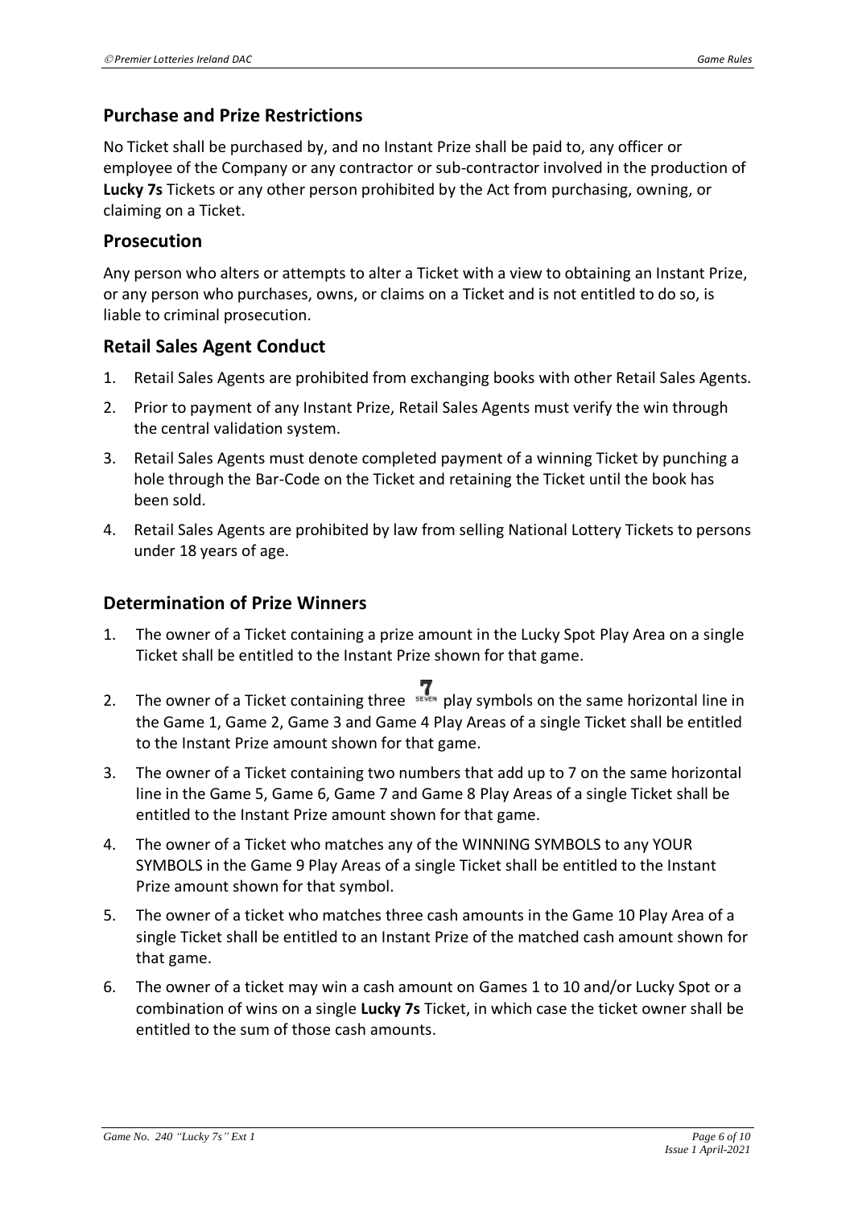## Purchase and Prize Restrictions

No Ticket shall be purchased by, and no Instant Prize shall be paid to, any officer or employee of the Company or any contractor or sub-contractor involved in the production of **Lucky 7s** Tickets or any other person prohibited by the Act from purchasing, owning, or claiming on a Ticket.

## Prosecution

Any person who alters or attempts to alter a Ticket with a view to obtaining an Instant Prize, or any person who purchases, owns, or claims on a Ticket and is not entitled to do so, is liable to criminal prosecution.

## Retail Sales Agent Conduct

1. Retail Sales Agents are prohibited from exchanging books with other Retail Sales Agents.
2. Prior to payment of any Instant Prize, Retail Sales Agents must verify the win through the central validation system.
3. Retail Sales Agents must denote completed payment of a winning Ticket by punching a hole through the Bar-Code on the Ticket and retaining the Ticket until the book has been sold.
4. Retail Sales Agents are prohibited by law from selling National Lottery Tickets to persons under 18 years of age.

## Determination of Prize Winners

1. The owner of a Ticket containing a prize amount in the Lucky Spot Play Area on a single Ticket shall be entitled to the Instant Prize shown for that game.
2. The owner of a Ticket containing three 7 (SEVEN) play symbols on the same horizontal line in the Game 1, Game 2, Game 3 and Game 4 Play Areas of a single Ticket shall be entitled to the Instant Prize amount shown for that game.
3. The owner of a Ticket containing two numbers that add up to 7 on the same horizontal line in the Game 5, Game 6, Game 7 and Game 8 Play Areas of a single Ticket shall be entitled to the Instant Prize amount shown for that game.
4. The owner of a Ticket who matches any of the WINNING SYMBOLS to any YOUR SYMBOLS in the Game 9 Play Areas of a single Ticket shall be entitled to the Instant Prize amount shown for that symbol.
5. The owner of a ticket who matches three cash amounts in the Game 10 Play Area of a single Ticket shall be entitled to an Instant Prize of the matched cash amount shown for that game.
6. The owner of a ticket may win a cash amount on Games 1 to 10 and/or Lucky Spot or a combination of wins on a single **Lucky 7s** Ticket, in which case the ticket owner shall be entitled to the sum of those cash amounts.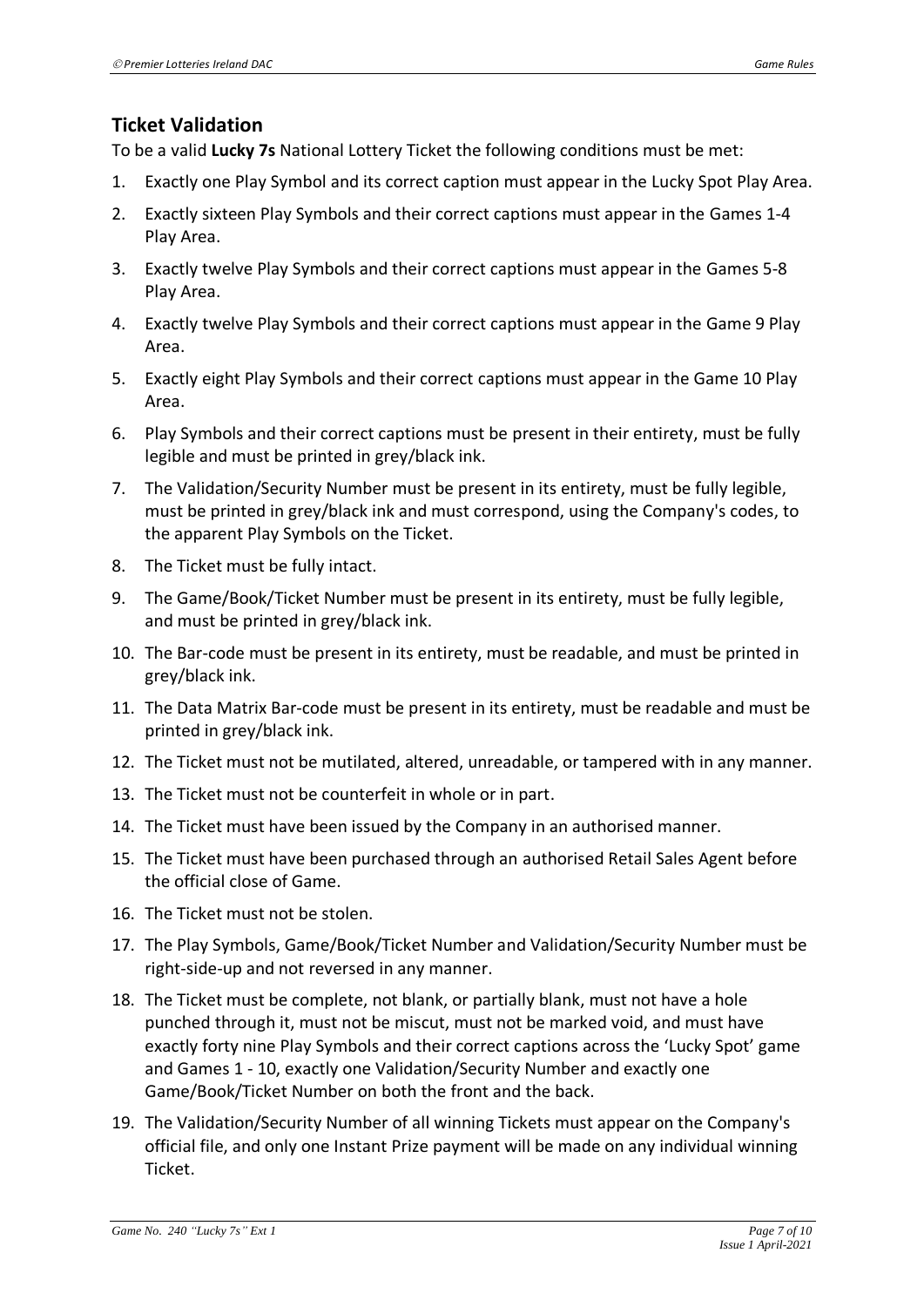## Ticket Validation

To be a valid **Lucky 7s** National Lottery Ticket the following conditions must be met:

1. Exactly one Play Symbol and its correct caption must appear in the Lucky Spot Play Area.
2. Exactly sixteen Play Symbols and their correct captions must appear in the Games 1-4 Play Area.
3. Exactly twelve Play Symbols and their correct captions must appear in the Games 5-8 Play Area.
4. Exactly twelve Play Symbols and their correct captions must appear in the Game 9 Play Area.
5. Exactly eight Play Symbols and their correct captions must appear in the Game 10 Play Area.
6. Play Symbols and their correct captions must be present in their entirety, must be fully legible and must be printed in grey/black ink.
7. The Validation/Security Number must be present in its entirety, must be fully legible, must be printed in grey/black ink and must correspond, using the Company's codes, to the apparent Play Symbols on the Ticket.
8. The Ticket must be fully intact.
9. The Game/Book/Ticket Number must be present in its entirety, must be fully legible, and must be printed in grey/black ink.
10. The Bar-code must be present in its entirety, must be readable, and must be printed in grey/black ink.
11. The Data Matrix Bar-code must be present in its entirety, must be readable and must be printed in grey/black ink.
12. The Ticket must not be mutilated, altered, unreadable, or tampered with in any manner.
13. The Ticket must not be counterfeit in whole or in part.
14. The Ticket must have been issued by the Company in an authorised manner.
15. The Ticket must have been purchased through an authorised Retail Sales Agent before the official close of Game.
16. The Ticket must not be stolen.
17. The Play Symbols, Game/Book/Ticket Number and Validation/Security Number must be right-side-up and not reversed in any manner.
18. The Ticket must be complete, not blank, or partially blank, must not have a hole punched through it, must not be miscut, must not be marked void, and must have exactly forty nine Play Symbols and their correct captions across the 'Lucky Spot' game and Games 1 - 10, exactly one Validation/Security Number and exactly one Game/Book/Ticket Number on both the front and the back.
19. The Validation/Security Number of all winning Tickets must appear on the Company's official file, and only one Instant Prize payment will be made on any individual winning Ticket.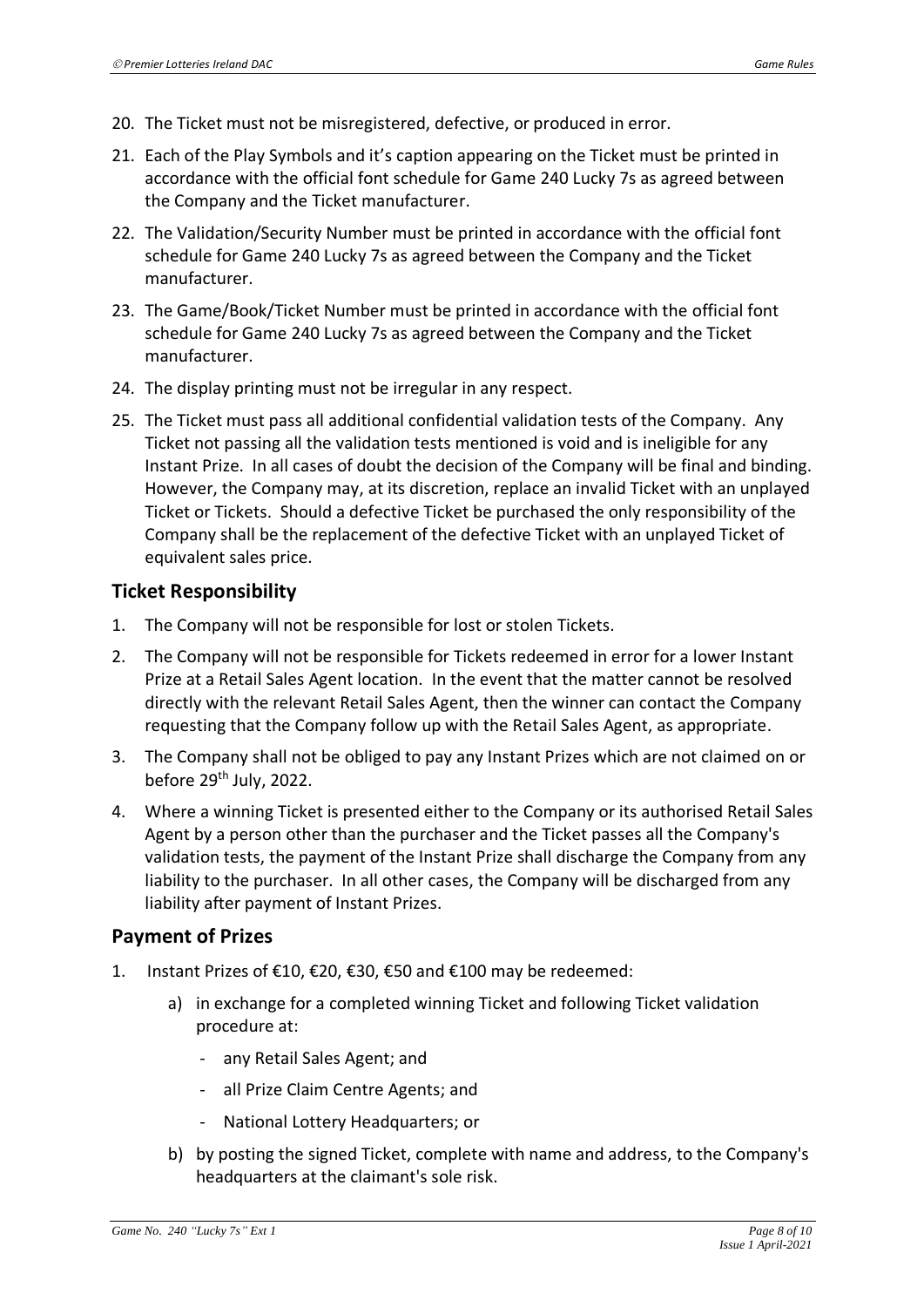20. The Ticket must not be misregistered, defective, or produced in error.
21. Each of the Play Symbols and it's caption appearing on the Ticket must be printed in accordance with the official font schedule for Game 240 Lucky 7s as agreed between the Company and the Ticket manufacturer.
22. The Validation/Security Number must be printed in accordance with the official font schedule for Game 240 Lucky 7s as agreed between the Company and the Ticket manufacturer.
23. The Game/Book/Ticket Number must be printed in accordance with the official font schedule for Game 240 Lucky 7s as agreed between the Company and the Ticket manufacturer.
24. The display printing must not be irregular in any respect.
25. The Ticket must pass all additional confidential validation tests of the Company. Any Ticket not passing all the validation tests mentioned is void and is ineligible for any Instant Prize. In all cases of doubt the decision of the Company will be final and binding. However, the Company may, at its discretion, replace an invalid Ticket with an unplayed Ticket or Tickets. Should a defective Ticket be purchased the only responsibility of the Company shall be the replacement of the defective Ticket with an unplayed Ticket of equivalent sales price.

## Ticket Responsibility

1. The Company will not be responsible for lost or stolen Tickets.
2. The Company will not be responsible for Tickets redeemed in error for a lower Instant Prize at a Retail Sales Agent location. In the event that the matter cannot be resolved directly with the relevant Retail Sales Agent, then the winner can contact the Company requesting that the Company follow up with the Retail Sales Agent, as appropriate.
3. The Company shall not be obliged to pay any Instant Prizes which are not claimed on or before 29th July, 2022.
4. Where a winning Ticket is presented either to the Company or its authorised Retail Sales Agent by a person other than the purchaser and the Ticket passes all the Company's validation tests, the payment of the Instant Prize shall discharge the Company from any liability to the purchaser. In all other cases, the Company will be discharged from any liability after payment of Instant Prizes.

## Payment of Prizes

1. Instant Prizes of €10, €20, €30, €50 and €100 may be redeemed:
   a) in exchange for a completed winning Ticket and following Ticket validation procedure at:
      - any Retail Sales Agent; and
      - all Prize Claim Centre Agents; and
      - National Lottery Headquarters; or
   b) by posting the signed Ticket, complete with name and address, to the Company's headquarters at the claimant's sole risk.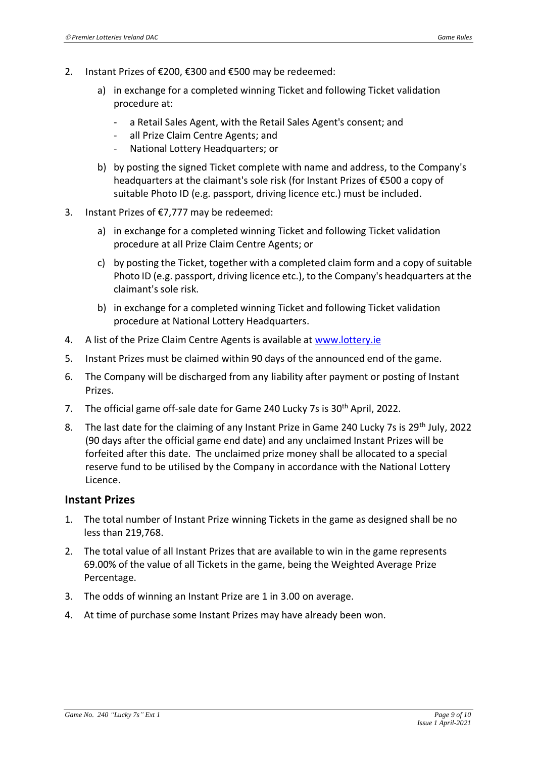2. Instant Prizes of €200, €300 and €500 may be redeemed:

   a) in exchange for a completed winning Ticket and following Ticket validation procedure at:

      - a Retail Sales Agent, with the Retail Sales Agent's consent; and
      - all Prize Claim Centre Agents; and
      - National Lottery Headquarters; or

   b) by posting the signed Ticket complete with name and address, to the Company's headquarters at the claimant's sole risk (for Instant Prizes of €500 a copy of suitable Photo ID (e.g. passport, driving licence etc.) must be included.

3. Instant Prizes of €7,777 may be redeemed:

   a) in exchange for a completed winning Ticket and following Ticket validation procedure at all Prize Claim Centre Agents; or

   c) by posting the Ticket, together with a completed claim form and a copy of suitable Photo ID (e.g. passport, driving licence etc.), to the Company's headquarters at the claimant's sole risk.

   b) in exchange for a completed winning Ticket and following Ticket validation procedure at National Lottery Headquarters.

4. A list of the Prize Claim Centre Agents is available at [www.lottery.ie](http://www.lottery.ie)

5. Instant Prizes must be claimed within 90 days of the announced end of the game.

6. The Company will be discharged from any liability after payment or posting of Instant Prizes.

7. The official game off-sale date for Game 240 Lucky 7s is 30th April, 2022.

8. The last date for the claiming of any Instant Prize in Game 240 Lucky 7s is 29th July, 2022 (90 days after the official game end date) and any unclaimed Instant Prizes will be forfeited after this date. The unclaimed prize money shall be allocated to a special reserve fund to be utilised by the Company in accordance with the National Lottery Licence.

## Instant Prizes

1. The total number of Instant Prize winning Tickets in the game as designed shall be no less than 219,768.

2. The total value of all Instant Prizes that are available to win in the game represents 69.00% of the value of all Tickets in the game, being the Weighted Average Prize Percentage.

3. The odds of winning an Instant Prize are 1 in 3.00 on average.

4. At time of purchase some Instant Prizes may have already been won.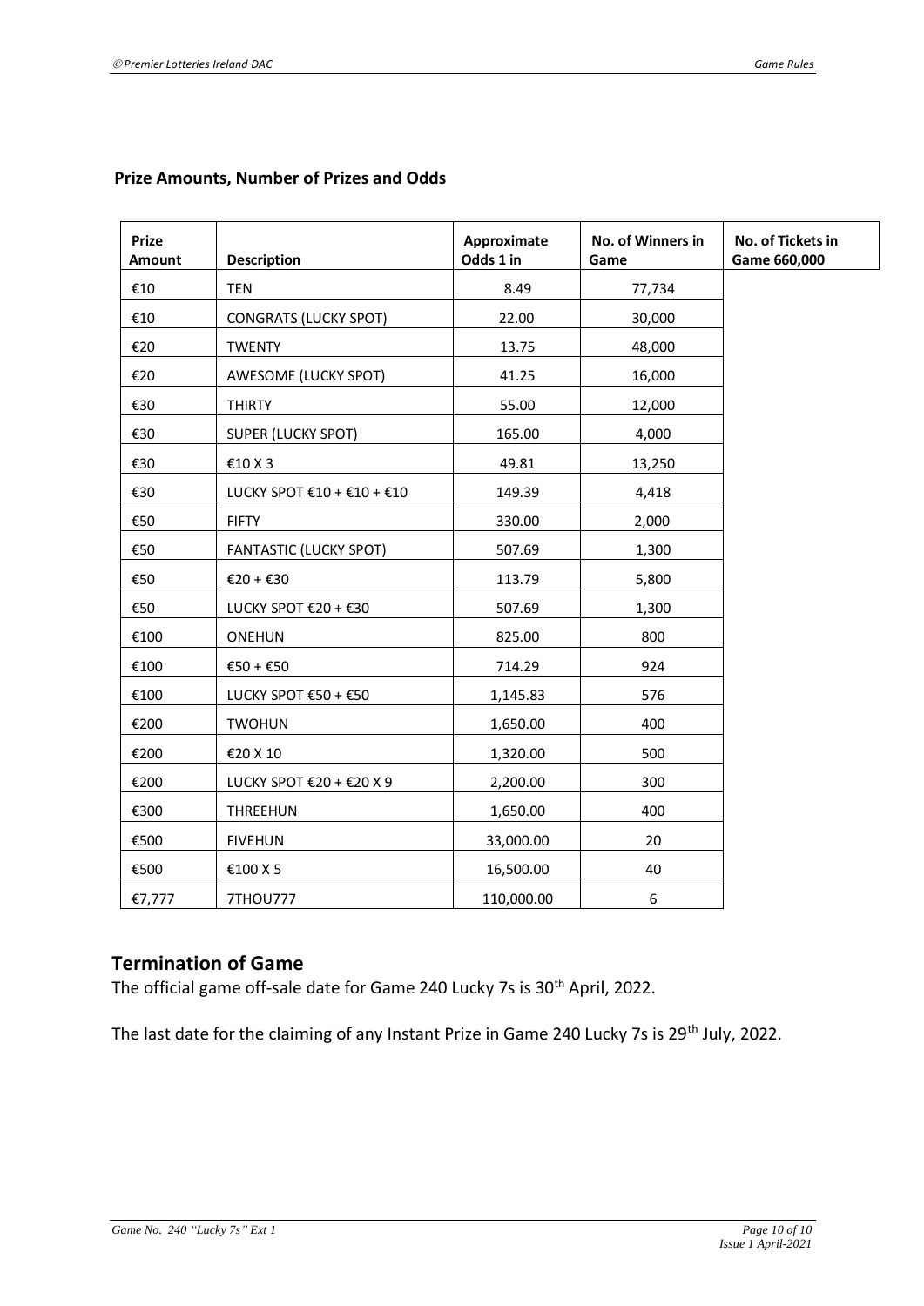**Prize Amounts, Number of Prizes and Odds**

| Prize Amount | Description | Approximate Odds 1 in | No. of Winners in Game | No. of Tickets in Game 660,000 |
|---|---|---|---|---|
| €10 | TEN | 8.49 | 77,734 | |
| €10 | CONGRATS (LUCKY SPOT) | 22.00 | 30,000 | |
| €20 | TWENTY | 13.75 | 48,000 | |
| €20 | AWESOME (LUCKY SPOT) | 41.25 | 16,000 | |
| €30 | THIRTY | 55.00 | 12,000 | |
| €30 | SUPER (LUCKY SPOT) | 165.00 | 4,000 | |
| €30 | €10 X 3 | 49.81 | 13,250 | |
| €30 | LUCKY SPOT €10 + €10 + €10 | 149.39 | 4,418 | |
| €50 | FIFTY | 330.00 | 2,000 | |
| €50 | FANTASTIC (LUCKY SPOT) | 507.69 | 1,300 | |
| €50 | €20 + €30 | 113.79 | 5,800 | |
| €50 | LUCKY SPOT €20 + €30 | 507.69 | 1,300 | |
| €100 | ONEHUN | 825.00 | 800 | |
| €100 | €50 + €50 | 714.29 | 924 | |
| €100 | LUCKY SPOT €50 + €50 | 1,145.83 | 576 | |
| €200 | TWOHUN | 1,650.00 | 400 | |
| €200 | €20 X 10 | 1,320.00 | 500 | |
| €200 | LUCKY SPOT €20 + €20 X 9 | 2,200.00 | 300 | |
| €300 | THREEHUN | 1,650.00 | 400 | |
| €500 | FIVEHUN | 33,000.00 | 20 | |
| €500 | €100 X 5 | 16,500.00 | 40 | |
| €7,777 | 7THOU777 | 110,000.00 | 6 | |

## Termination of Game

The official game off-sale date for Game 240 Lucky 7s is 30th April, 2022.

The last date for the claiming of any Instant Prize in Game 240 Lucky 7s is 29th July, 2022.